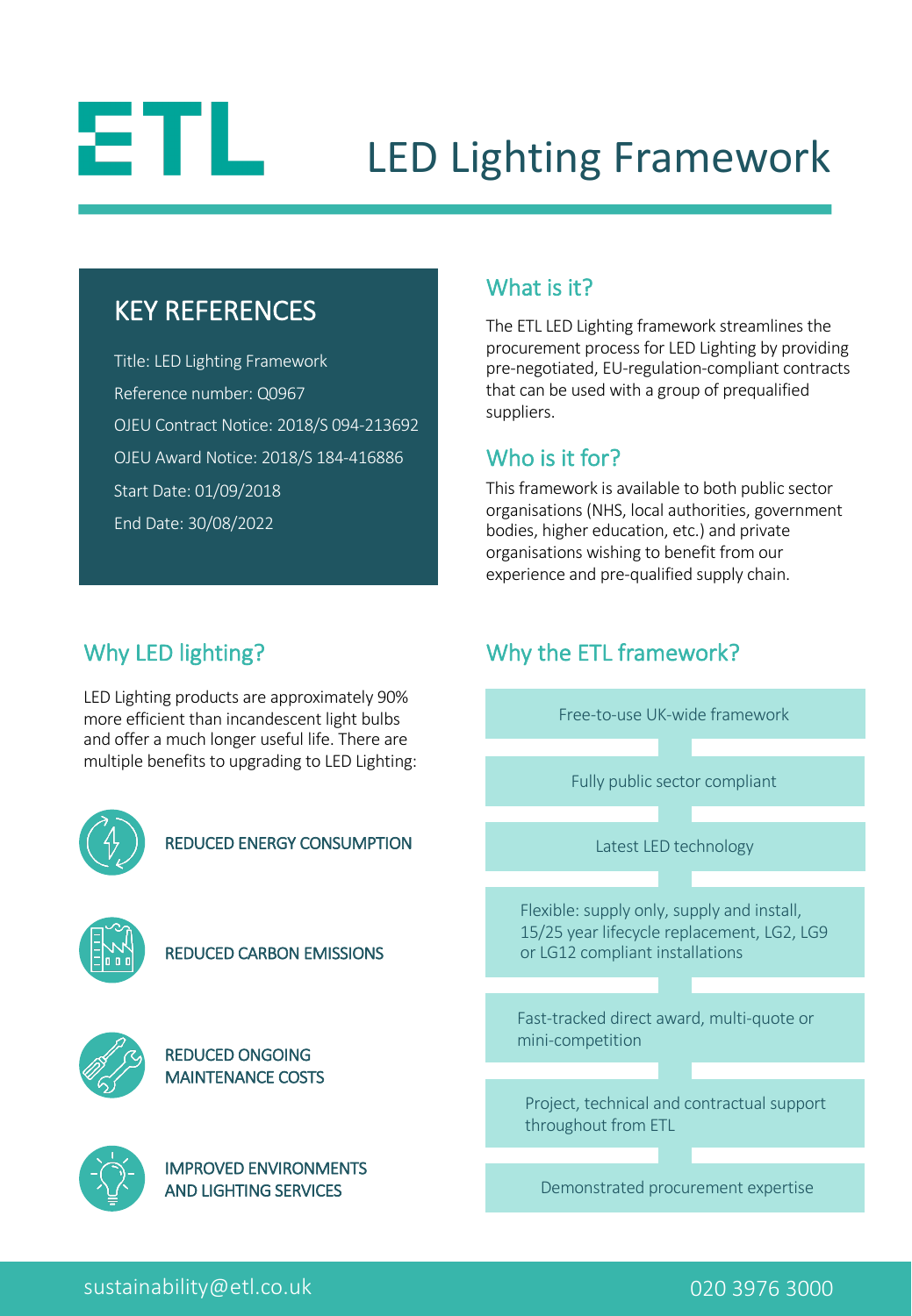# ETL LED Lighting Framework

## KEY REFERENCES

Title: LED Lighting Framework

Reference number: Q0967

OJEU Contract Notice: 2018/S 094-213692

OJEU Award Notice: 2018/S 184-416886

Start Date: 01/09/2018

End Date: 30/08/2022

## What is it?

The ETL LED Lighting framework streamlines the procurement process for LED Lighting by providing pre-negotiated, EU-regulation-compliant contracts that can be used with a group of prequalified suppliers.

## Who is it for?

This framework is available to both public sector organisations (NHS, local authorities, government bodies, higher education, etc.) and private organisations wishing to benefit from our experience and pre-qualified supply chain.

## Why LED lighting?

LED Lighting products are approximately 90% more efficient than incandescent light bulbs and offer a much longer useful life. There are multiple benefits to upgrading to LED Lighting:

- REDUCED ENERGY CONSUMPTION
- REDUCED CARBON EMISSIONS
- REDUCED ONGOING MAINTENANCE COSTS
- IMPROVED ENVIRONMENTS AND LIGHTING SERVICES

## Why the ETL framework?

- Free-to-use UK-wide framework
- Fully public sector compliant
- Latest LED technology
- Flexible: supply only, supply and install, 15/25 year lifecycle replacement, LG2, LG9 or LG12 compliant installations
- Fast-tracked direct award, multi-quote or mini-competition
- Project, technical and contractual support throughout from ETL
- Demonstrated procurement expertise

sustainability@etl.co.uk

020 3976 3000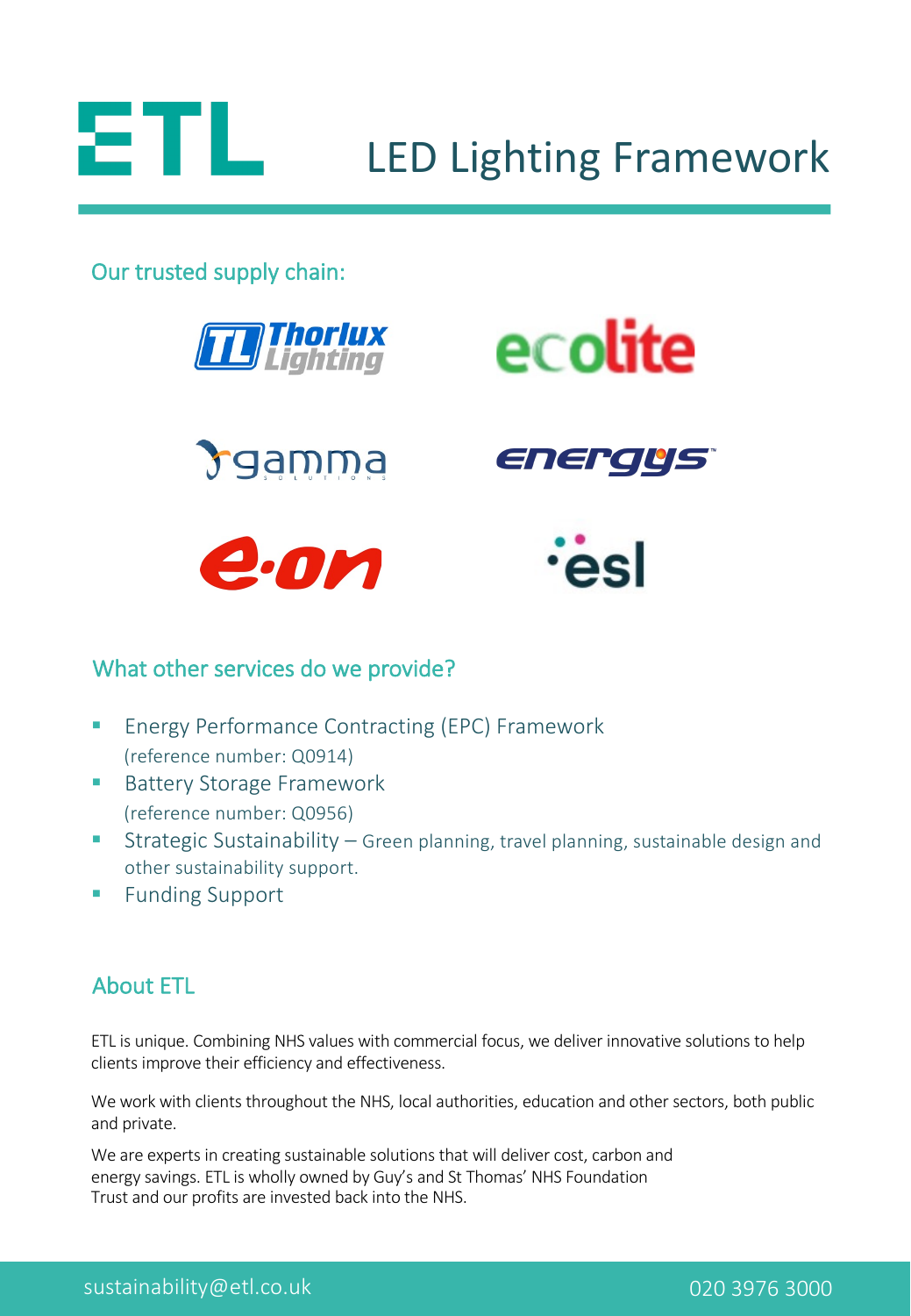# ETL LED Lighting Framework

## Our trusted supply chain:

Thorlux Lighting

ecolite

gamma solutions

energys

e.on

esl

## What other services do we provide?

- Energy Performance Contracting (EPC) Framework (reference number: Q0914)
- Battery Storage Framework (reference number: Q0956)
- Strategic Sustainability – Green planning, travel planning, sustainable design and other sustainability support.
- Funding Support

## About ETL

ETL is unique. Combining NHS values with commercial focus, we deliver innovative solutions to help clients improve their efficiency and effectiveness.

We work with clients throughout the NHS, local authorities, education and other sectors, both public and private.

We are experts in creating sustainable solutions that will deliver cost, carbon and energy savings. ETL is wholly owned by Guy's and St Thomas' NHS Foundation Trust and our profits are invested back into the NHS.

sustainability@etl.co.uk 020 3976 3000